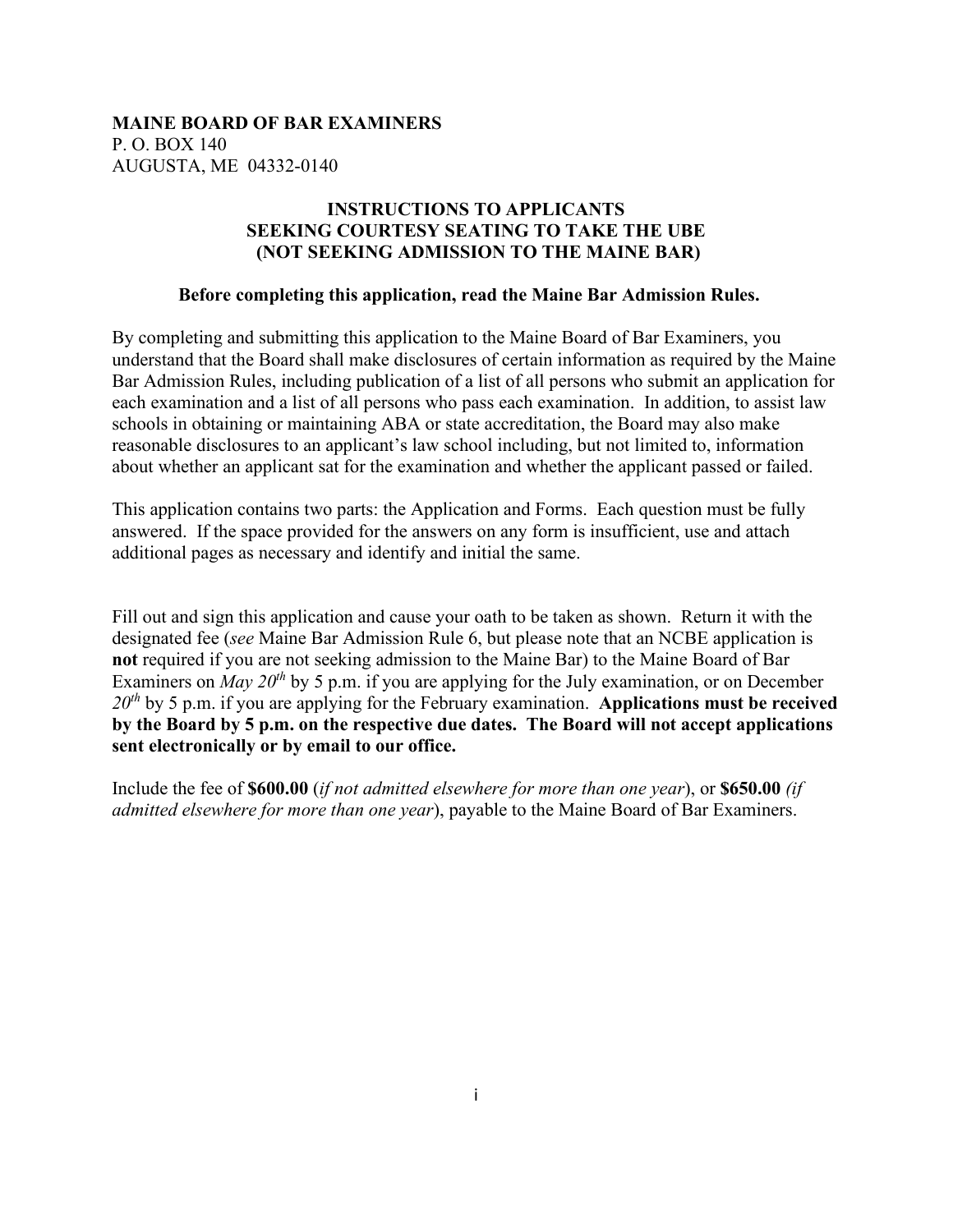**MAINE BOARD OF BAR EXAMINERS**
P. O. BOX 140
AUGUSTA, ME 04332-0140

## INSTRUCTIONS TO APPLICANTS SEEKING COURTESY SEATING TO TAKE THE UBE (NOT SEEKING ADMISSION TO THE MAINE BAR)

**Before completing this application, read the Maine Bar Admission Rules.**

By completing and submitting this application to the Maine Board of Bar Examiners, you understand that the Board shall make disclosures of certain information as required by the Maine Bar Admission Rules, including publication of a list of all persons who submit an application for each examination and a list of all persons who pass each examination. In addition, to assist law schools in obtaining or maintaining ABA or state accreditation, the Board may also make reasonable disclosures to an applicant's law school including, but not limited to, information about whether an applicant sat for the examination and whether the applicant passed or failed.

This application contains two parts: the Application and Forms. Each question must be fully answered. If the space provided for the answers on any form is insufficient, use and attach additional pages as necessary and identify and initial the same.

Fill out and sign this application and cause your oath to be taken as shown. Return it with the designated fee (*see* Maine Bar Admission Rule 6, but please note that an NCBE application is **not** required if you are not seeking admission to the Maine Bar) to the Maine Board of Bar Examiners on *May 20th* by 5 p.m. if you are applying for the July examination, or on December *20th* by 5 p.m. if you are applying for the February examination. **Applications must be received by the Board by 5 p.m. on the respective due dates. The Board will not accept applications sent electronically or by email to our office.**

Include the fee of **$600.00** (*if not admitted elsewhere for more than one year*), or **$650.00** *(if admitted elsewhere for more than one year*), payable to the Maine Board of Bar Examiners.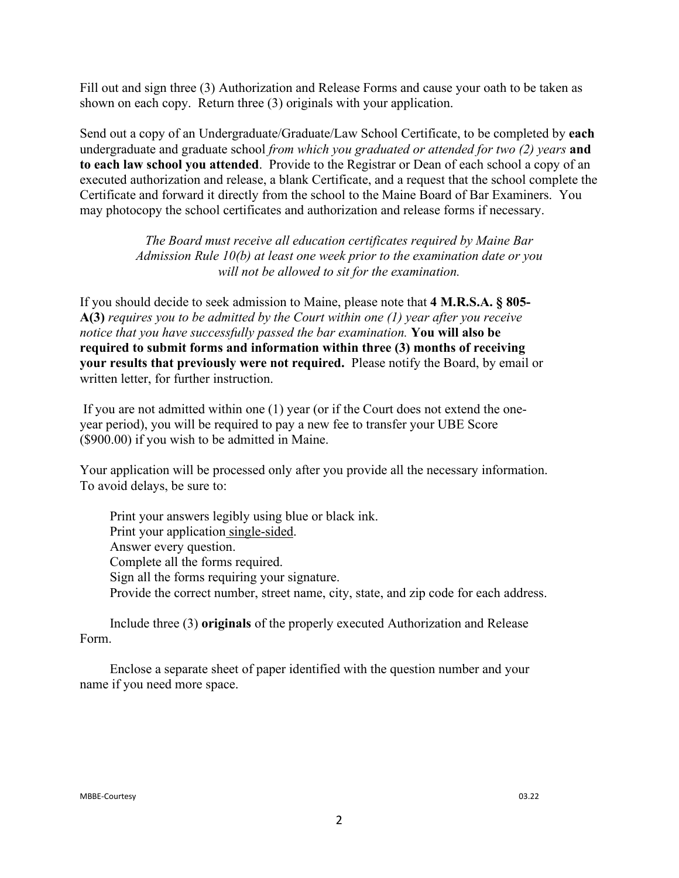Fill out and sign three (3) Authorization and Release Forms and cause your oath to be taken as shown on each copy. Return three (3) originals with your application.

Send out a copy of an Undergraduate/Graduate/Law School Certificate, to be completed by **each** undergraduate and graduate school *from which you graduated or attended for two (2) years* **and to each law school you attended**. Provide to the Registrar or Dean of each school a copy of an executed authorization and release, a blank Certificate, and a request that the school complete the Certificate and forward it directly from the school to the Maine Board of Bar Examiners. You may photocopy the school certificates and authorization and release forms if necessary.

*The Board must receive all education certificates required by Maine Bar Admission Rule 10(b) at least one week prior to the examination date or you will not be allowed to sit for the examination.*

If you should decide to seek admission to Maine, please note that **4 M.R.S.A. § 805-A(3)** *requires you to be admitted by the Court within one (1) year after you receive notice that you have successfully passed the bar examination.* **You will also be required to submit forms and information within three (3) months of receiving your results that previously were not required.** Please notify the Board, by email or written letter, for further instruction.

If you are not admitted within one (1) year (or if the Court does not extend the one-year period), you will be required to pay a new fee to transfer your UBE Score ($900.00) if you wish to be admitted in Maine.

Your application will be processed only after you provide all the necessary information. To avoid delays, be sure to:

Print your answers legibly using blue or black ink.
Print your application single-sided.
Answer every question.
Complete all the forms required.
Sign all the forms requiring your signature.
Provide the correct number, street name, city, state, and zip code for each address.

Include three (3) **originals** of the properly executed Authorization and Release Form.

Enclose a separate sheet of paper identified with the question number and your name if you need more space.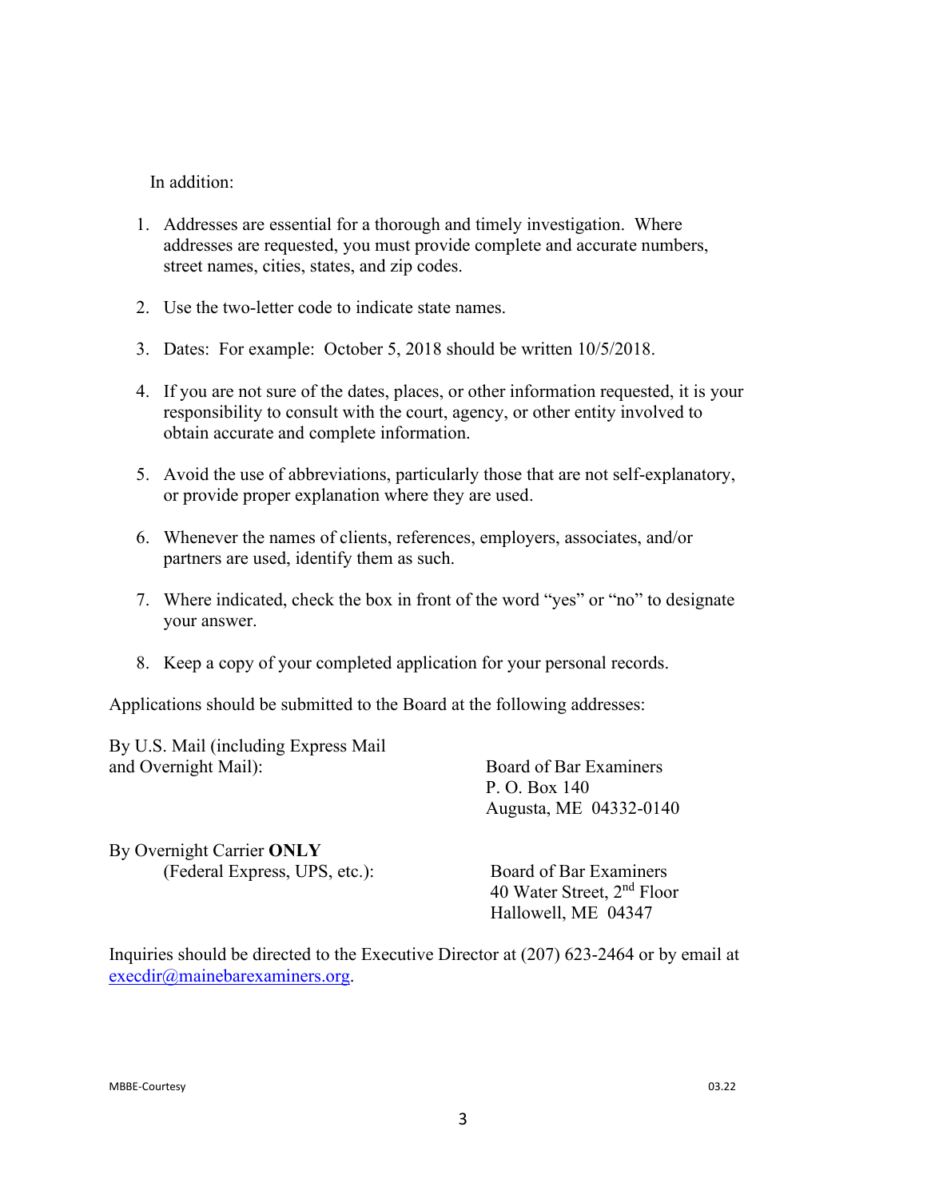In addition:

1. Addresses are essential for a thorough and timely investigation. Where addresses are requested, you must provide complete and accurate numbers, street names, cities, states, and zip codes.

2. Use the two-letter code to indicate state names.

3. Dates: For example: October 5, 2018 should be written 10/5/2018.

4. If you are not sure of the dates, places, or other information requested, it is your responsibility to consult with the court, agency, or other entity involved to obtain accurate and complete information.

5. Avoid the use of abbreviations, particularly those that are not self-explanatory, or provide proper explanation where they are used.

6. Whenever the names of clients, references, employers, associates, and/or partners are used, identify them as such.

7. Where indicated, check the box in front of the word "yes" or "no" to designate your answer.

8. Keep a copy of your completed application for your personal records.

Applications should be submitted to the Board at the following addresses:

By U.S. Mail (including Express Mail and Overnight Mail):

Board of Bar Examiners
P. O. Box 140
Augusta, ME 04332-0140

By Overnight Carrier **ONLY** (Federal Express, UPS, etc.):

Board of Bar Examiners
40 Water Street, 2nd Floor
Hallowell, ME 04347

Inquiries should be directed to the Executive Director at (207) 623-2464 or by email at execdir@mainebarexaminers.org.

MBBE-Courtesy 03.22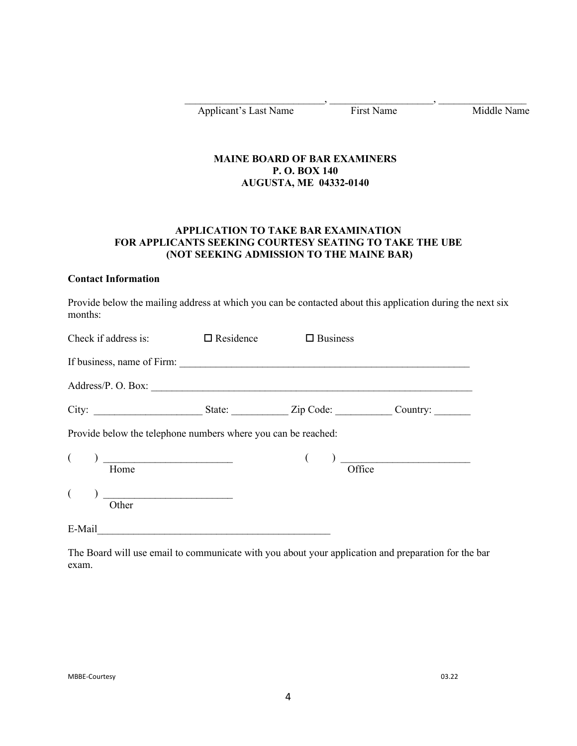\_\_\_\_\_\_\_\_\_\_\_\_\_\_\_\_\_\_\_\_\_\_\_\_\_\_\_\_, \_\_\_\_\_\_\_\_\_\_\_\_\_\_\_\_\_\_\_\_, \_\_\_\_\_\_\_\_\_\_\_\_\_\_\_\_\_
Applicant's Last Name First Name Middle Name

**MAINE BOARD OF BAR EXAMINERS**
**P. O. BOX 140**
**AUGUSTA, ME 04332-0140**

**APPLICATION TO TAKE BAR EXAMINATION**
**FOR APPLICANTS SEEKING COURTESY SEATING TO TAKE THE UBE**
**(NOT SEEKING ADMISSION TO THE MAINE BAR)**

**Contact Information**

Provide below the mailing address at which you can be contacted about this application during the next six months:

Check if address is: ☐ Residence ☐ Business

If business, name of Firm: \_\_\_\_\_\_\_\_\_\_\_\_\_\_\_\_\_\_\_\_\_\_\_\_\_\_\_\_\_\_\_\_\_\_\_\_\_\_\_\_\_\_\_\_\_\_\_\_\_\_\_\_\_\_\_\_\_\_

Address/P. O. Box: \_\_\_\_\_\_\_\_\_\_\_\_\_\_\_\_\_\_\_\_\_\_\_\_\_\_\_\_\_\_\_\_\_\_\_\_\_\_\_\_\_\_\_\_\_\_\_\_\_\_\_\_\_\_\_\_\_\_\_\_\_\_\_\_

City: \_\_\_\_\_\_\_\_\_\_\_\_\_\_\_\_\_\_\_\_\_ State: \_\_\_\_\_\_\_\_\_\_\_ Zip Code: \_\_\_\_\_\_\_\_\_\_\_ Country: \_\_\_\_\_\_\_

Provide below the telephone numbers where you can be reached:

( ) \_\_\_\_\_\_\_\_\_\_\_\_\_\_\_\_\_\_\_\_\_\_\_\_\_
Home

( ) \_\_\_\_\_\_\_\_\_\_\_\_\_\_\_\_\_\_\_\_\_\_\_\_\_
Office

( ) \_\_\_\_\_\_\_\_\_\_\_\_\_\_\_\_\_\_\_\_\_\_\_\_\_
Other

E-Mail\_\_\_\_\_\_\_\_\_\_\_\_\_\_\_\_\_\_\_\_\_\_\_\_\_\_\_\_\_\_\_\_\_\_\_\_\_\_\_\_\_\_\_\_\_\_\_

The Board will use email to communicate with you about your application and preparation for the bar exam.

MBBE-Courtesy 03.22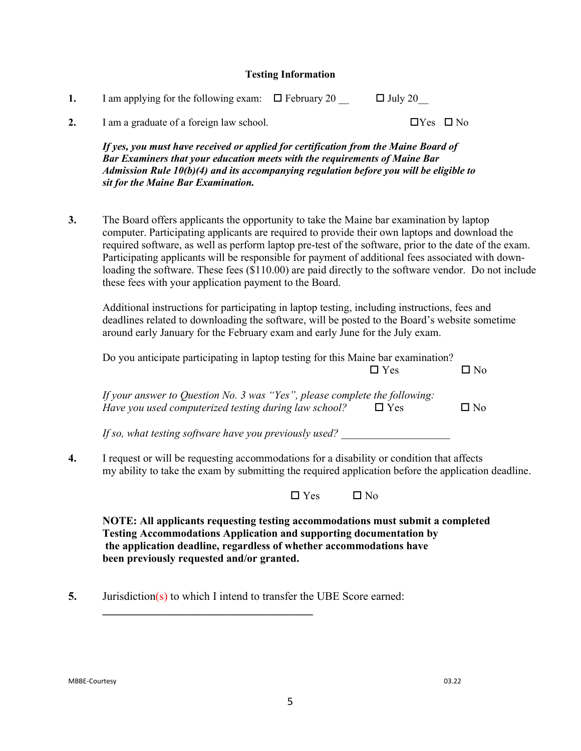**Testing Information**

1. I am applying for the following exam: ☐ February 20 __ ☐ July 20__

2. I am a graduate of a foreign law school. ☐Yes ☐ No

   ***If yes, you must have received or applied for certification from the Maine Board of Bar Examiners that your education meets with the requirements of Maine Bar Admission Rule 10(b)(4) and its accompanying regulation before you will be eligible to sit for the Maine Bar Examination.***

3. The Board offers applicants the opportunity to take the Maine bar examination by laptop computer. Participating applicants are required to provide their own laptops and download the required software, as well as perform laptop pre-test of the software, prior to the date of the exam. Participating applicants will be responsible for payment of additional fees associated with downloading the software. These fees ($110.00) are paid directly to the software vendor. Do not include these fees with your application payment to the Board.

   Additional instructions for participating in laptop testing, including instructions, fees and deadlines related to downloading the software, will be posted to the Board's website sometime around early January for the February exam and early June for the July exam.

   Do you anticipate participating in laptop testing for this Maine bar examination?
   ☐ Yes ☐ No

   *If your answer to Question No. 3 was "Yes", please complete the following:*
   *Have you used computerized testing during law school?* ☐ Yes ☐ No

   *If so, what testing software have you previously used?* ____________________

4. I request or will be requesting accommodations for a disability or condition that affects my ability to take the exam by submitting the required application before the application deadline.

   ☐ Yes ☐ No

   **NOTE: All applicants requesting testing accommodations must submit a completed Testing Accommodations Application and supporting documentation by the application deadline, regardless of whether accommodations have been previously requested and/or granted.**

5. Jurisdiction(s) to which I intend to transfer the UBE Score earned:
   ________________________________________

MBBE-Courtesy 03.22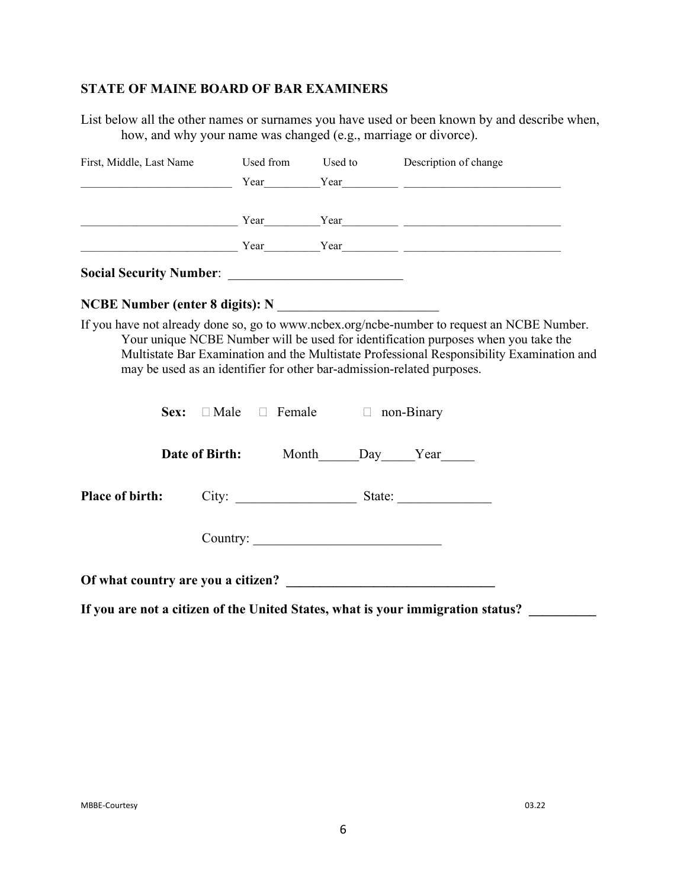**STATE OF MAINE BOARD OF BAR EXAMINERS**

List below all the other names or surnames you have used or been known by and describe when, how, and why your name was changed (e.g., marriage or divorce).

| First, Middle, Last Name | Used from | Used to | Description of change |
|---|---|---|---|
| __________________________ | Year__________ | Year__________ | ___________________________ |
| __________________________ | Year__________ | Year__________ | ___________________________ |
| __________________________ | Year__________ | Year__________ | ___________________________ |

**Social Security Number**: __________________________

**NCBE Number (enter 8 digits): N** ________________________

If you have not already done so, go to www.ncbex.org/ncbe-number to request an NCBE Number. Your unique NCBE Number will be used for identification purposes when you take the Multistate Bar Examination and the Multistate Professional Responsibility Examination and may be used as an identifier for other bar-admission-related purposes.

**Sex:** ☐ Male ☐ Female ☐ non-Binary

**Date of Birth:** Month______Day_____Year_____

**Place of birth:** City: _________________ State: ______________

Country: ___________________________

**Of what country are you a citizen?** ______________________________

**If you are not a citizen of the United States, what is your immigration status?** __________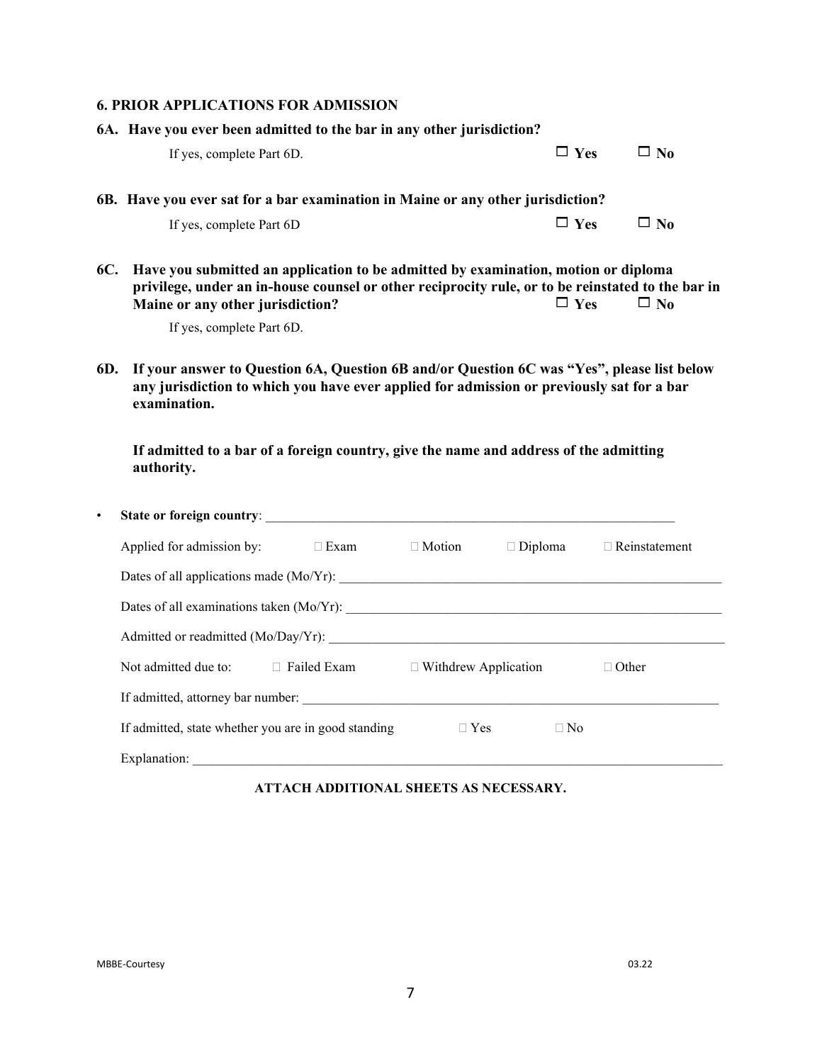**6. PRIOR APPLICATIONS FOR ADMISSION**

**6A. Have you ever been admitted to the bar in any other jurisdiction?**

If yes, complete Part 6D. ☐ **Yes** ☐ **No**

**6B. Have you ever sat for a bar examination in Maine or any other jurisdiction?**

If yes, complete Part 6D ☐ **Yes** ☐ **No**

**6C. Have you submitted an application to be admitted by examination, motion or diploma privilege, under an in-house counsel or other reciprocity rule, or to be reinstated to the bar in Maine or any other jurisdiction?** ☐ **Yes** ☐ **No**

If yes, complete Part 6D.

**6D. If your answer to Question 6A, Question 6B and/or Question 6C was "Yes", please list below any jurisdiction to which you have ever applied for admission or previously sat for a bar examination.**

**If admitted to a bar of a foreign country, give the name and address of the admitting authority.**

- **State or foreign country**: ______________________________

  Applied for admission by: ☐ Exam ☐ Motion ☐ Diploma ☐ Reinstatement

  Dates of all applications made (Mo/Yr): ______________________________

  Dates of all examinations taken (Mo/Yr): ______________________________

  Admitted or readmitted (Mo/Day/Yr): ______________________________

  Not admitted due to: ☐ Failed Exam ☐ Withdrew Application ☐ Other

  If admitted, attorney bar number: ______________________________

  If admitted, state whether you are in good standing ☐ Yes ☐ No

  Explanation: ______________________________

**ATTACH ADDITIONAL SHEETS AS NECESSARY.**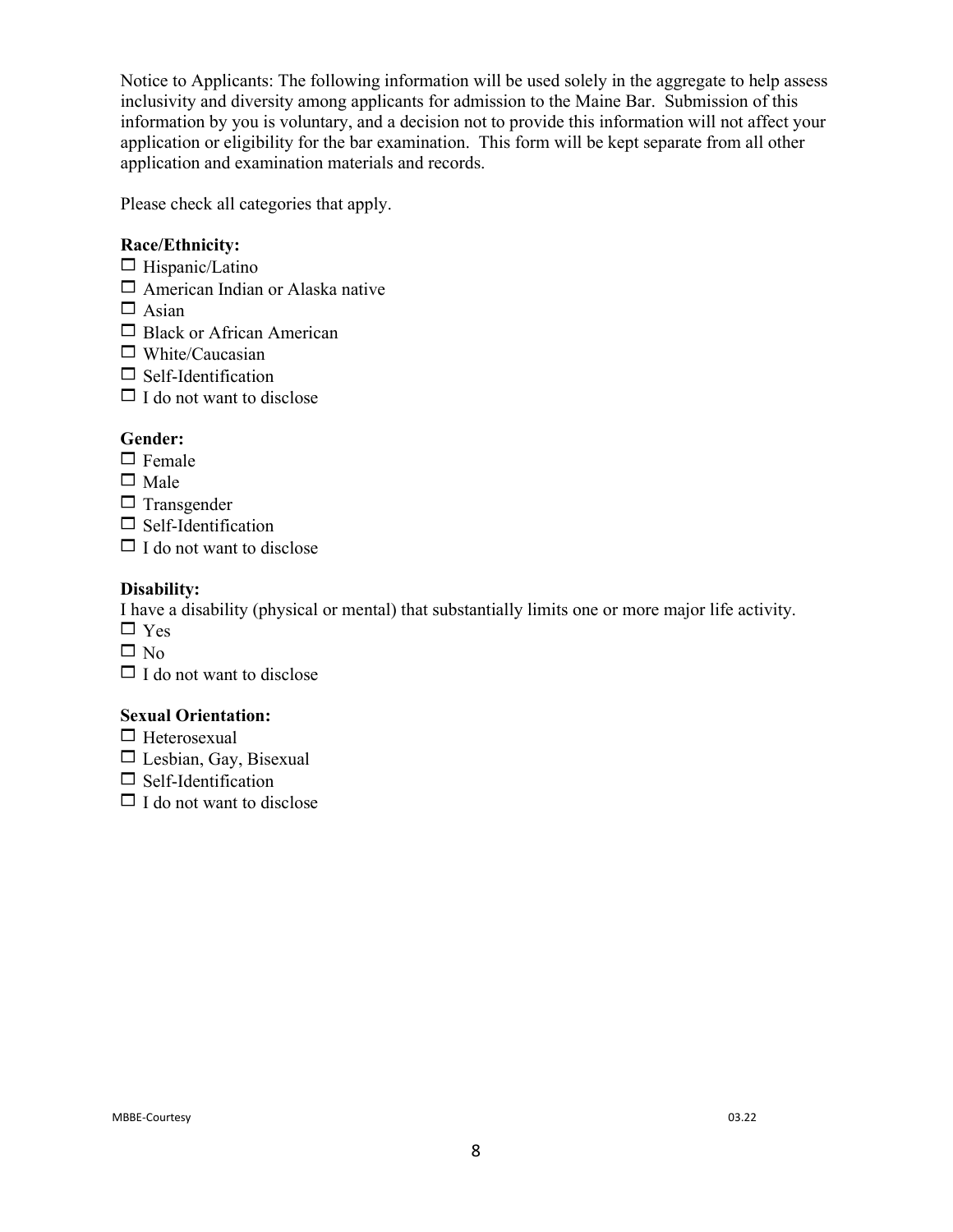Notice to Applicants: The following information will be used solely in the aggregate to help assess inclusivity and diversity among applicants for admission to the Maine Bar. Submission of this information by you is voluntary, and a decision not to provide this information will not affect your application or eligibility for the bar examination. This form will be kept separate from all other application and examination materials and records.

Please check all categories that apply.

**Race/Ethnicity:**

- ☐ Hispanic/Latino
- ☐ American Indian or Alaska native
- ☐ Asian
- ☐ Black or African American
- ☐ White/Caucasian
- ☐ Self-Identification
- ☐ I do not want to disclose

**Gender:**

- ☐ Female
- ☐ Male
- ☐ Transgender
- ☐ Self-Identification
- ☐ I do not want to disclose

**Disability:**

I have a disability (physical or mental) that substantially limits one or more major life activity.

- ☐ Yes
- ☐ No
- ☐ I do not want to disclose

**Sexual Orientation:**

- ☐ Heterosexual
- ☐ Lesbian, Gay, Bisexual
- ☐ Self-Identification
- ☐ I do not want to disclose

MBBE-Courtesy 03.22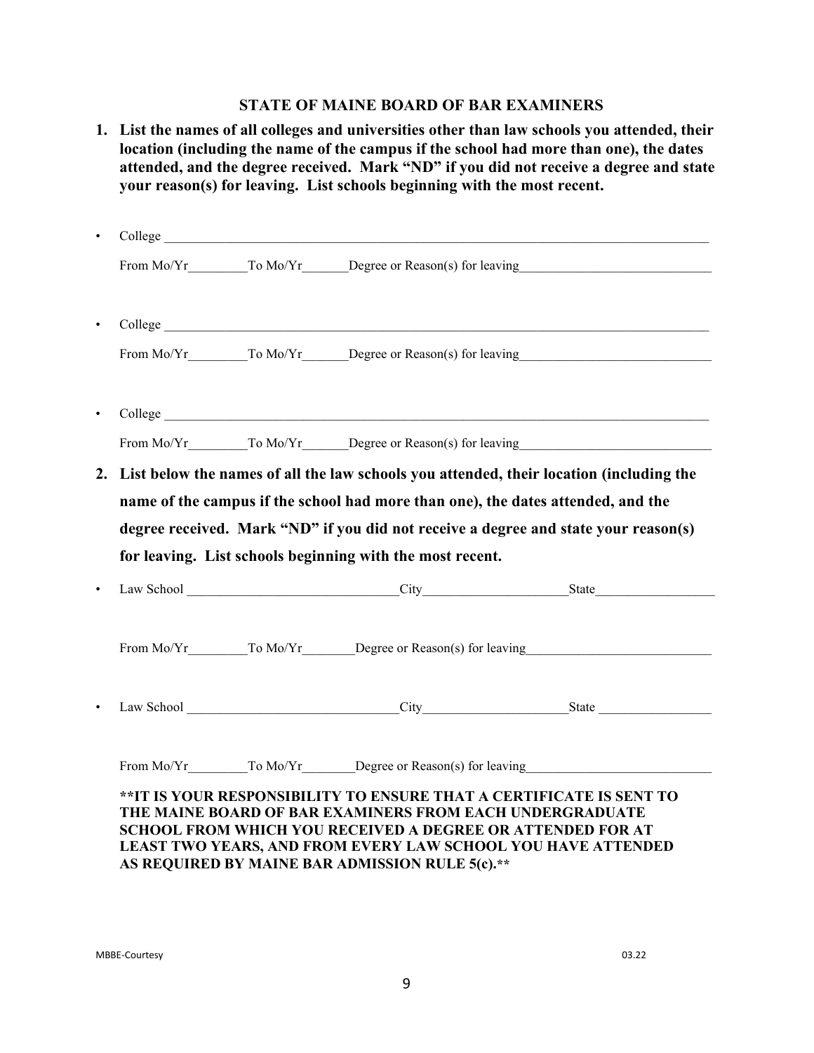### STATE OF MAINE BOARD OF BAR EXAMINERS

**1. List the names of all colleges and universities other than law schools you attended, their location (including the name of the campus if the school had more than one), the dates attended, and the degree received. Mark "ND" if you did not receive a degree and state your reason(s) for leaving. List schools beginning with the most recent.**

- College ____________________________________________

  From Mo/Yr_________To Mo/Yr_______Degree or Reason(s) for leaving____________________________

- College ____________________________________________

  From Mo/Yr_________To Mo/Yr_______Degree or Reason(s) for leaving____________________________

- College ____________________________________________

  From Mo/Yr_________To Mo/Yr_______Degree or Reason(s) for leaving____________________________

**2. List below the names of all the law schools you attended, their location (including the name of the campus if the school had more than one), the dates attended, and the degree received. Mark "ND" if you did not receive a degree and state your reason(s) for leaving. List schools beginning with the most recent.**

- Law School _______________________________City_____________________State__________________

  From Mo/Yr_________To Mo/Yr________Degree or Reason(s) for leaving___________________________

- Law School _______________________________City_____________________State __________________

  From Mo/Yr_________To Mo/Yr________Degree or Reason(s) for leaving___________________________

**\*\*IT IS YOUR RESPONSIBILITY TO ENSURE THAT A CERTIFICATE IS SENT TO THE MAINE BOARD OF BAR EXAMINERS FROM EACH UNDERGRADUATE SCHOOL FROM WHICH YOU RECEIVED A DEGREE OR ATTENDED FOR AT LEAST TWO YEARS, AND FROM EVERY LAW SCHOOL YOU HAVE ATTENDED AS REQUIRED BY MAINE BAR ADMISSION RULE 5(c).\*\***

MBBE-Courtesy 03.22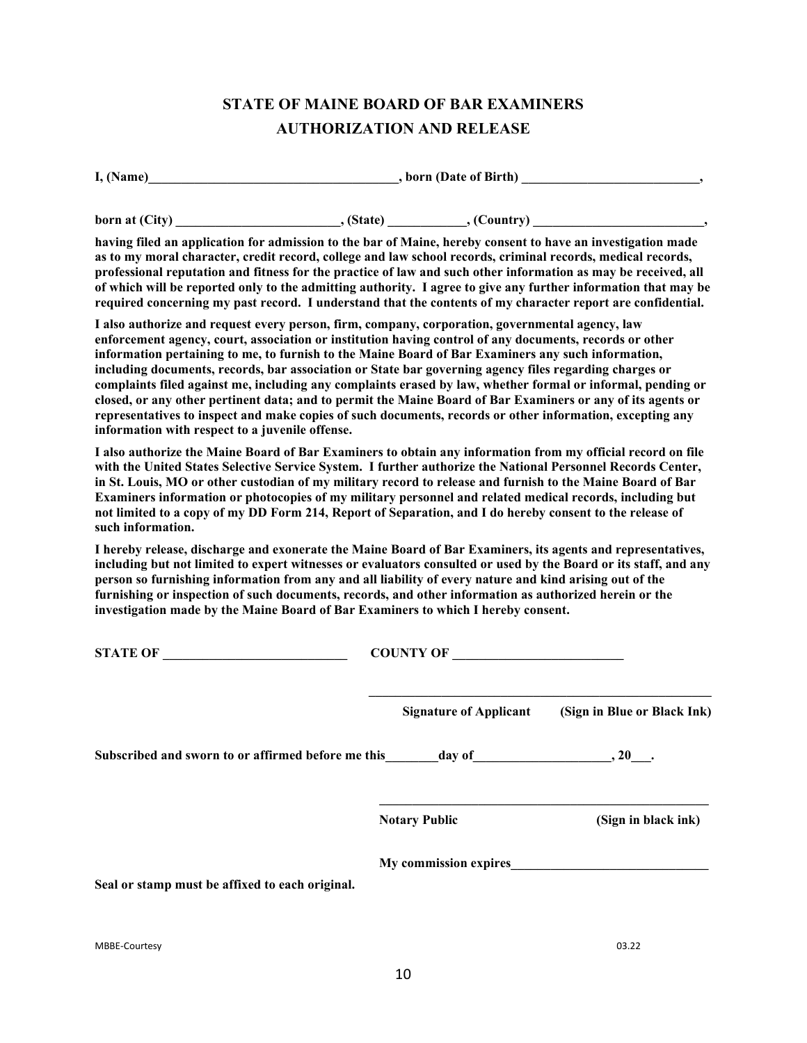# STATE OF MAINE BOARD OF BAR EXAMINERS
# AUTHORIZATION AND RELEASE

**I, (Name)\_\_\_\_\_\_\_\_\_\_\_\_\_\_\_\_\_\_\_\_\_\_\_\_\_\_\_\_\_\_\_\_\_\_\_\_\_\_, born (Date of Birth) \_\_\_\_\_\_\_\_\_\_\_\_\_\_\_\_\_\_\_\_\_\_\_\_\_\_\_,**

**born at (City) \_\_\_\_\_\_\_\_\_\_\_\_\_\_\_\_\_\_\_\_\_\_\_\_\_, (State) \_\_\_\_\_\_\_\_\_\_\_\_, (Country) \_\_\_\_\_\_\_\_\_\_\_\_\_\_\_\_\_\_\_\_\_\_\_\_\_\_,**

**having filed an application for admission to the bar of Maine, hereby consent to have an investigation made as to my moral character, credit record, college and law school records, criminal records, medical records, professional reputation and fitness for the practice of law and such other information as may be received, all of which will be reported only to the admitting authority. I agree to give any further information that may be required concerning my past record. I understand that the contents of my character report are confidential.**

**I also authorize and request every person, firm, company, corporation, governmental agency, law enforcement agency, court, association or institution having control of any documents, records or other information pertaining to me, to furnish to the Maine Board of Bar Examiners any such information, including documents, records, bar association or State bar governing agency files regarding charges or complaints filed against me, including any complaints erased by law, whether formal or informal, pending or closed, or any other pertinent data; and to permit the Maine Board of Bar Examiners or any of its agents or representatives to inspect and make copies of such documents, records or other information, excepting any information with respect to a juvenile offense.**

**I also authorize the Maine Board of Bar Examiners to obtain any information from my official record on file with the United States Selective Service System. I further authorize the National Personnel Records Center, in St. Louis, MO or other custodian of my military record to release and furnish to the Maine Board of Bar Examiners information or photocopies of my military personnel and related medical records, including but not limited to a copy of my DD Form 214, Report of Separation, and I do hereby consent to the release of such information.**

**I hereby release, discharge and exonerate the Maine Board of Bar Examiners, its agents and representatives, including but not limited to expert witnesses or evaluators consulted or used by the Board or its staff, and any person so furnishing information from any and all liability of every nature and kind arising out of the furnishing or inspection of such documents, records, and other information as authorized herein or the investigation made by the Maine Board of Bar Examiners to which I hereby consent.**

**STATE OF \_\_\_\_\_\_\_\_\_\_\_\_\_\_\_\_\_\_\_\_\_\_\_\_\_\_\_\_\_ COUNTY OF \_\_\_\_\_\_\_\_\_\_\_\_\_\_\_\_\_\_\_\_\_\_\_\_\_\_**

\_\_\_\_\_\_\_\_\_\_\_\_\_\_\_\_\_\_\_\_\_\_\_\_\_\_\_\_\_\_\_\_\_\_\_\_\_\_\_\_\_\_\_\_\_\_\_\_\_\_\_\_

**Signature of Applicant (Sign in Blue or Black Ink)**

**Subscribed and sworn to or affirmed before me this\_\_\_\_\_\_\_\_day of\_\_\_\_\_\_\_\_\_\_\_\_\_\_\_\_\_\_\_\_\_, 20\_\_\_.**

\_\_\_\_\_\_\_\_\_\_\_\_\_\_\_\_\_\_\_\_\_\_\_\_\_\_\_\_\_\_\_\_\_\_\_\_\_\_\_\_\_\_\_\_\_\_\_\_\_\_\_\_

**Notary Public (Sign in black ink)**

**My commission expires\_\_\_\_\_\_\_\_\_\_\_\_\_\_\_\_\_\_\_\_\_\_\_\_\_\_\_\_\_\_\_**

**Seal or stamp must be affixed to each original.**

MBBE-Courtesy 03.22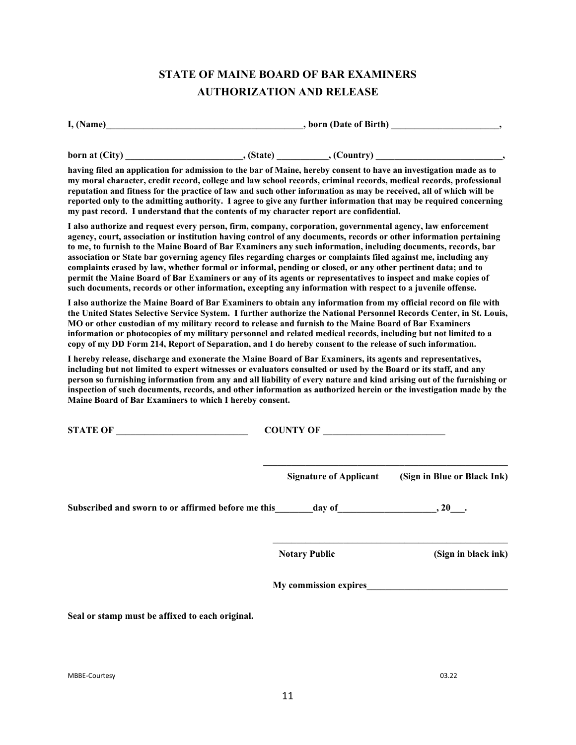# STATE OF MAINE BOARD OF BAR EXAMINERS
## AUTHORIZATION AND RELEASE

**I, (Name)__________________________________________, born (Date of Birth) ______________________,**

**born at (City) _________________________, (State) __________, (Country) ___________________________,**

**having filed an application for admission to the bar of Maine, hereby consent to have an investigation made as to my moral character, credit record, college and law school records, criminal records, medical records, professional reputation and fitness for the practice of law and such other information as may be received, all of which will be reported only to the admitting authority. I agree to give any further information that may be required concerning my past record. I understand that the contents of my character report are confidential.**

**I also authorize and request every person, firm, company, corporation, governmental agency, law enforcement agency, court, association or institution having control of any documents, records or other information pertaining to me, to furnish to the Maine Board of Bar Examiners any such information, including documents, records, bar association or State bar governing agency files regarding charges or complaints filed against me, including any complaints erased by law, whether formal or informal, pending or closed, or any other pertinent data; and to permit the Maine Board of Bar Examiners or any of its agents or representatives to inspect and make copies of such documents, records or other information, excepting any information with respect to a juvenile offense.**

**I also authorize the Maine Board of Bar Examiners to obtain any information from my official record on file with the United States Selective Service System. I further authorize the National Personnel Records Center, in St. Louis, MO or other custodian of my military record to release and furnish to the Maine Board of Bar Examiners information or photocopies of my military personnel and related medical records, including but not limited to a copy of my DD Form 214, Report of Separation, and I do hereby consent to the release of such information.**

**I hereby release, discharge and exonerate the Maine Board of Bar Examiners, its agents and representatives, including but not limited to expert witnesses or evaluators consulted or used by the Board or its staff, and any person so furnishing information from any and all liability of every nature and kind arising out of the furnishing or inspection of such documents, records, and other information as authorized herein or the investigation made by the Maine Board of Bar Examiners to which I hereby consent.**

**STATE OF ____________________________ COUNTY OF __________________________**

_____________________________________________________

**Signature of Applicant (Sign in Blue or Black Ink)**

**Subscribed and sworn to or affirmed before me this________day of____________________, 20___.**

_____________________________________________________

**Notary Public (Sign in black ink)**

**My commission expires______________________________**

**Seal or stamp must be affixed to each original.**

MBBE-Courtesy 03.22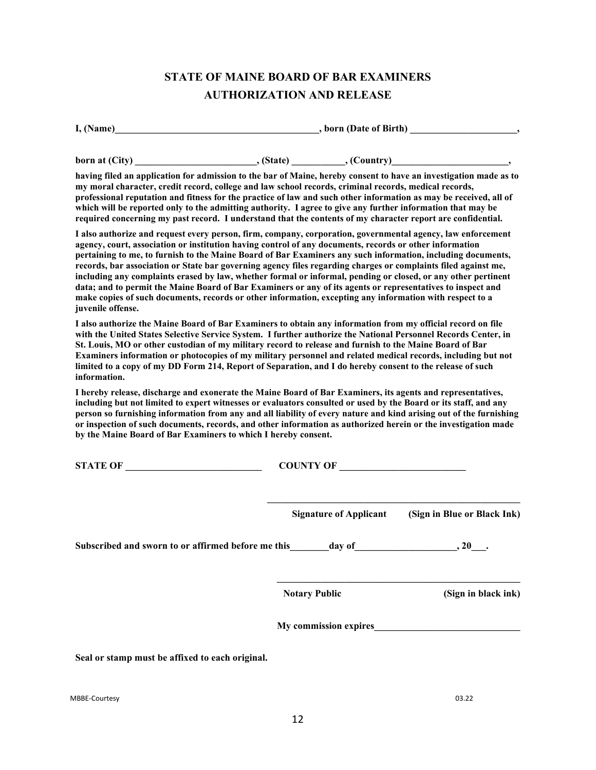# STATE OF MAINE BOARD OF BAR EXAMINERS
## AUTHORIZATION AND RELEASE

**I, (Name)\_\_\_\_\_\_\_\_\_\_\_\_\_\_\_\_\_\_\_\_\_\_\_\_\_\_\_\_\_\_\_\_\_\_\_\_\_\_\_\_\_\_, born (Date of Birth) \_\_\_\_\_\_\_\_\_\_\_\_\_\_\_\_\_\_\_\_\_\_,**

**born at (City) \_\_\_\_\_\_\_\_\_\_\_\_\_\_\_\_\_\_\_\_\_\_\_\_\_, (State) \_\_\_\_\_\_\_\_\_\_\_, (Country)\_\_\_\_\_\_\_\_\_\_\_\_\_\_\_\_\_\_\_\_\_\_\_\_,**

**having filed an application for admission to the bar of Maine, hereby consent to have an investigation made as to my moral character, credit record, college and law school records, criminal records, medical records, professional reputation and fitness for the practice of law and such other information as may be received, all of which will be reported only to the admitting authority. I agree to give any further information that may be required concerning my past record. I understand that the contents of my character report are confidential.**

**I also authorize and request every person, firm, company, corporation, governmental agency, law enforcement agency, court, association or institution having control of any documents, records or other information pertaining to me, to furnish to the Maine Board of Bar Examiners any such information, including documents, records, bar association or State bar governing agency files regarding charges or complaints filed against me, including any complaints erased by law, whether formal or informal, pending or closed, or any other pertinent data; and to permit the Maine Board of Bar Examiners or any of its agents or representatives to inspect and make copies of such documents, records or other information, excepting any information with respect to a juvenile offense.**

**I also authorize the Maine Board of Bar Examiners to obtain any information from my official record on file with the United States Selective Service System. I further authorize the National Personnel Records Center, in St. Louis, MO or other custodian of my military record to release and furnish to the Maine Board of Bar Examiners information or photocopies of my military personnel and related medical records, including but not limited to a copy of my DD Form 214, Report of Separation, and I do hereby consent to the release of such information.**

**I hereby release, discharge and exonerate the Maine Board of Bar Examiners, its agents and representatives, including but not limited to expert witnesses or evaluators consulted or used by the Board or its staff, and any person so furnishing information from any and all liability of every nature and kind arising out of the furnishing or inspection of such documents, records, and other information as authorized herein or the investigation made by the Maine Board of Bar Examiners to which I hereby consent.**

**STATE OF \_\_\_\_\_\_\_\_\_\_\_\_\_\_\_\_\_\_\_\_\_\_\_\_\_\_\_\_    COUNTY OF \_\_\_\_\_\_\_\_\_\_\_\_\_\_\_\_\_\_\_\_\_\_\_\_\_\_**

\_\_\_\_\_\_\_\_\_\_\_\_\_\_\_\_\_\_\_\_\_\_\_\_\_\_\_\_\_\_\_\_\_\_\_\_\_\_\_\_\_\_\_\_\_\_\_\_\_\_

**Signature of Applicant    (Sign in Blue or Black Ink)**

**Subscribed and sworn to or affirmed before me this\_\_\_\_\_\_\_\_day of\_\_\_\_\_\_\_\_\_\_\_\_\_\_\_\_\_\_\_\_\_, 20\_\_\_.**

\_\_\_\_\_\_\_\_\_\_\_\_\_\_\_\_\_\_\_\_\_\_\_\_\_\_\_\_\_\_\_\_\_\_\_\_\_\_\_\_\_\_\_\_\_\_\_\_\_\_

**Notary Public    (Sign in black ink)**

**My commission expires\_\_\_\_\_\_\_\_\_\_\_\_\_\_\_\_\_\_\_\_\_\_\_\_\_\_\_\_\_\_\_**

**Seal or stamp must be affixed to each original.**

MBBE-Courtesy    03.22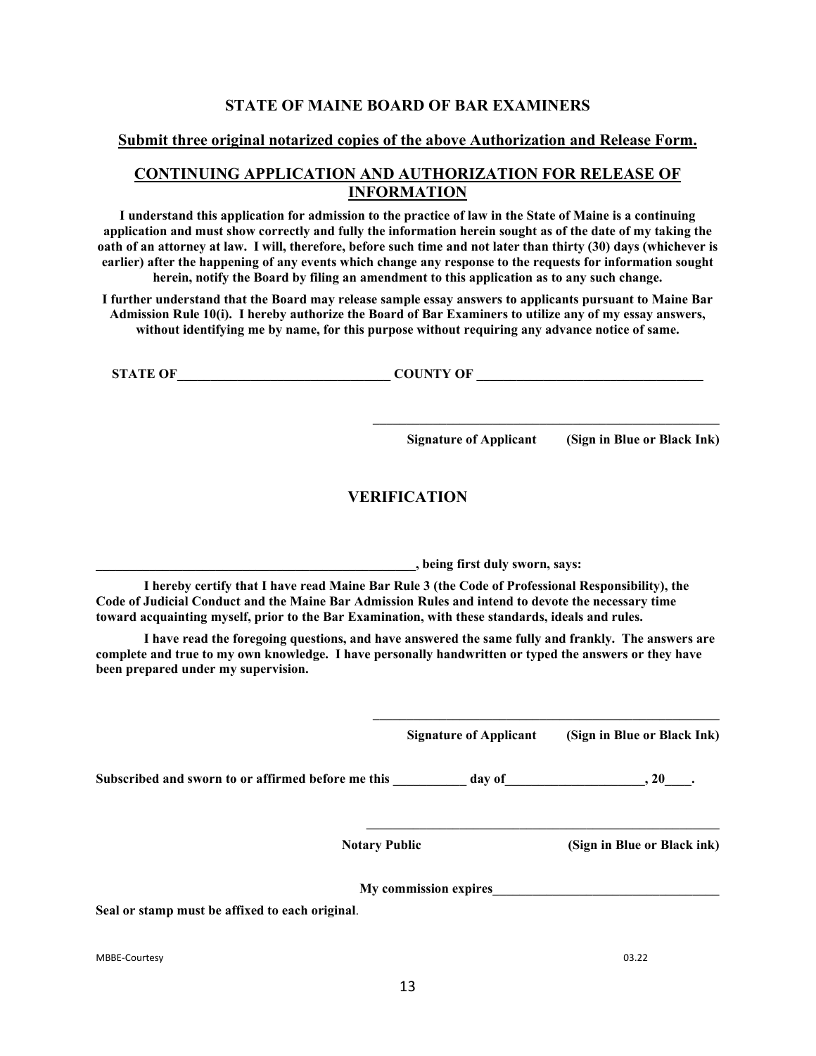## STATE OF MAINE BOARD OF BAR EXAMINERS

**Submit three original notarized copies of the above Authorization and Release Form.**

## CONTINUING APPLICATION AND AUTHORIZATION FOR RELEASE OF INFORMATION

**I understand this application for admission to the practice of law in the State of Maine is a continuing application and must show correctly and fully the information herein sought as of the date of my taking the oath of an attorney at law. I will, therefore, before such time and not later than thirty (30) days (whichever is earlier) after the happening of any events which change any response to the requests for information sought herein, notify the Board by filing an amendment to this application as to any such change.**

**I further understand that the Board may release sample essay answers to applicants pursuant to Maine Bar Admission Rule 10(i). I hereby authorize the Board of Bar Examiners to utilize any of my essay answers, without identifying me by name, for this purpose without requiring any advance notice of same.**

**STATE OF________________________________ COUNTY OF __________________________________**

_____________________________________________________

**Signature of Applicant (Sign in Blue or Black Ink)**

## VERIFICATION

**_________________________________________________, being first duly sworn, says:**

**I hereby certify that I have read Maine Bar Rule 3 (the Code of Professional Responsibility), the Code of Judicial Conduct and the Maine Bar Admission Rules and intend to devote the necessary time toward acquainting myself, prior to the Bar Examination, with these standards, ideals and rules.**

**I have read the foregoing questions, and have answered the same fully and frankly. The answers are complete and true to my own knowledge. I have personally handwritten or typed the answers or they have been prepared under my supervision.**

_____________________________________________________

**Signature of Applicant (Sign in Blue or Black Ink)**

**Subscribed and sworn to or affirmed before me this ___________ day of____________________, 20____.**

_______________________________________________________

**Notary Public (Sign in Blue or Black ink)**

**My commission expires__________________________________**

**Seal or stamp must be affixed to each original**.

MBBE-Courtesy 03.22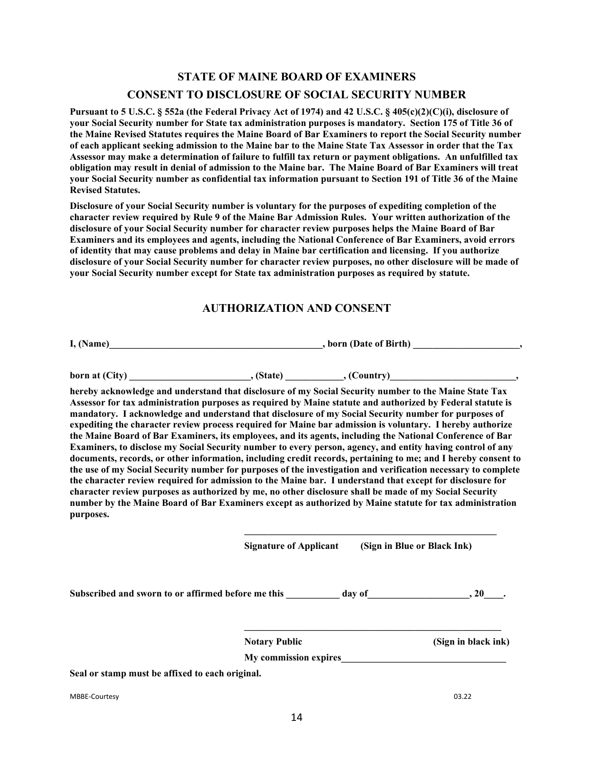## STATE OF MAINE BOARD OF EXAMINERS

## CONSENT TO DISCLOSURE OF SOCIAL SECURITY NUMBER

**Pursuant to 5 U.S.C. § 552a (the Federal Privacy Act of 1974) and 42 U.S.C. § 405(c)(2)(C)(i), disclosure of your Social Security number for State tax administration purposes is mandatory. Section 175 of Title 36 of the Maine Revised Statutes requires the Maine Board of Bar Examiners to report the Social Security number of each applicant seeking admission to the Maine bar to the Maine State Tax Assessor in order that the Tax Assessor may make a determination of failure to fulfill tax return or payment obligations. An unfulfilled tax obligation may result in denial of admission to the Maine bar. The Maine Board of Bar Examiners will treat your Social Security number as confidential tax information pursuant to Section 191 of Title 36 of the Maine Revised Statutes.**

**Disclosure of your Social Security number is voluntary for the purposes of expediting completion of the character review required by Rule 9 of the Maine Bar Admission Rules. Your written authorization of the disclosure of your Social Security number for character review purposes helps the Maine Board of Bar Examiners and its employees and agents, including the National Conference of Bar Examiners, avoid errors of identity that may cause problems and delay in Maine bar certification and licensing. If you authorize disclosure of your Social Security number for character review purposes, no other disclosure will be made of your Social Security number except for State tax administration purposes as required by statute.**

## AUTHORIZATION AND CONSENT

**I, (Name)______________________________________________, born (Date of Birth) ______________________,**

**born at (City) _________________________, (State) ___________, (Country)_________________________,**

**hereby acknowledge and understand that disclosure of my Social Security number to the Maine State Tax Assessor for tax administration purposes as required by Maine statute and authorized by Federal statute is mandatory. I acknowledge and understand that disclosure of my Social Security number for purposes of expediting the character review process required for Maine bar admission is voluntary. I hereby authorize the Maine Board of Bar Examiners, its employees, and its agents, including the National Conference of Bar Examiners, to disclose my Social Security number to every person, agency, and entity having control of any documents, records, or other information, including credit records, pertaining to me; and I hereby consent to the use of my Social Security number for purposes of the investigation and verification necessary to complete the character review required for admission to the Maine bar. I understand that except for disclosure for character review purposes as authorized by me, no other disclosure shall be made of my Social Security number by the Maine Board of Bar Examiners except as authorized by Maine statute for tax administration purposes.**

_____________________________________________________

**Signature of Applicant (Sign in Blue or Black Ink)**

**Subscribed and sworn to or affirmed before me this ___________ day of____________________, 20____.**

_____________________________________________________

**Notary Public (Sign in black ink)**

**My commission expires__________________________________**

**Seal or stamp must be affixed to each original.**

MBBE-Courtesy 03.22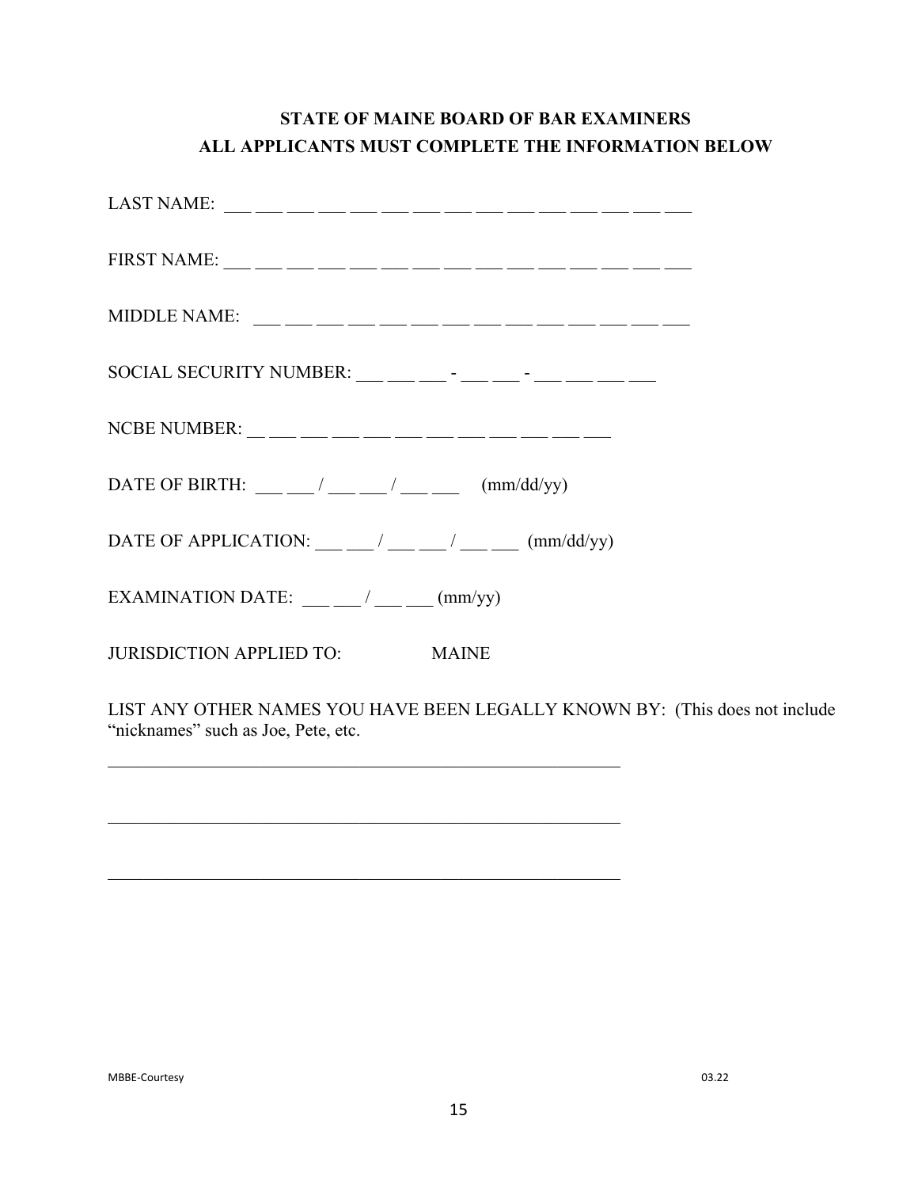**STATE OF MAINE BOARD OF BAR EXAMINERS**
**ALL APPLICANTS MUST COMPLETE THE INFORMATION BELOW**

LAST NAME: ___ ___ ___ ___ ___ ___ ___ ___ ___ ___ ___ ___ ___ ___ ___

FIRST NAME: ___ ___ ___ ___ ___ ___ ___ ___ ___ ___ ___ ___ ___ ___ ___

MIDDLE NAME: ___ ___ ___ ___ ___ ___ ___ ___ ___ ___ ___ ___ ___ ___

SOCIAL SECURITY NUMBER: ___ ___ ___ - ___ ___ - ___ ___ ___ ___

NCBE NUMBER: __ ___ ___ ___ ___ ___ ___ ___ ___ ___ ___ ___

DATE OF BIRTH: ___ ___ / ___ ___ / ___ ___ (mm/dd/yy)

DATE OF APPLICATION: ___ ___ / ___ ___ / ___ ___ (mm/dd/yy)

EXAMINATION DATE: ___ ___ / ___ ___ (mm/yy)

JURISDICTION APPLIED TO: MAINE

LIST ANY OTHER NAMES YOU HAVE BEEN LEGALLY KNOWN BY: (This does not include "nicknames" such as Joe, Pete, etc.

_____________________________________________________________

_____________________________________________________________

_____________________________________________________________

MBBE-Courtesy 03.22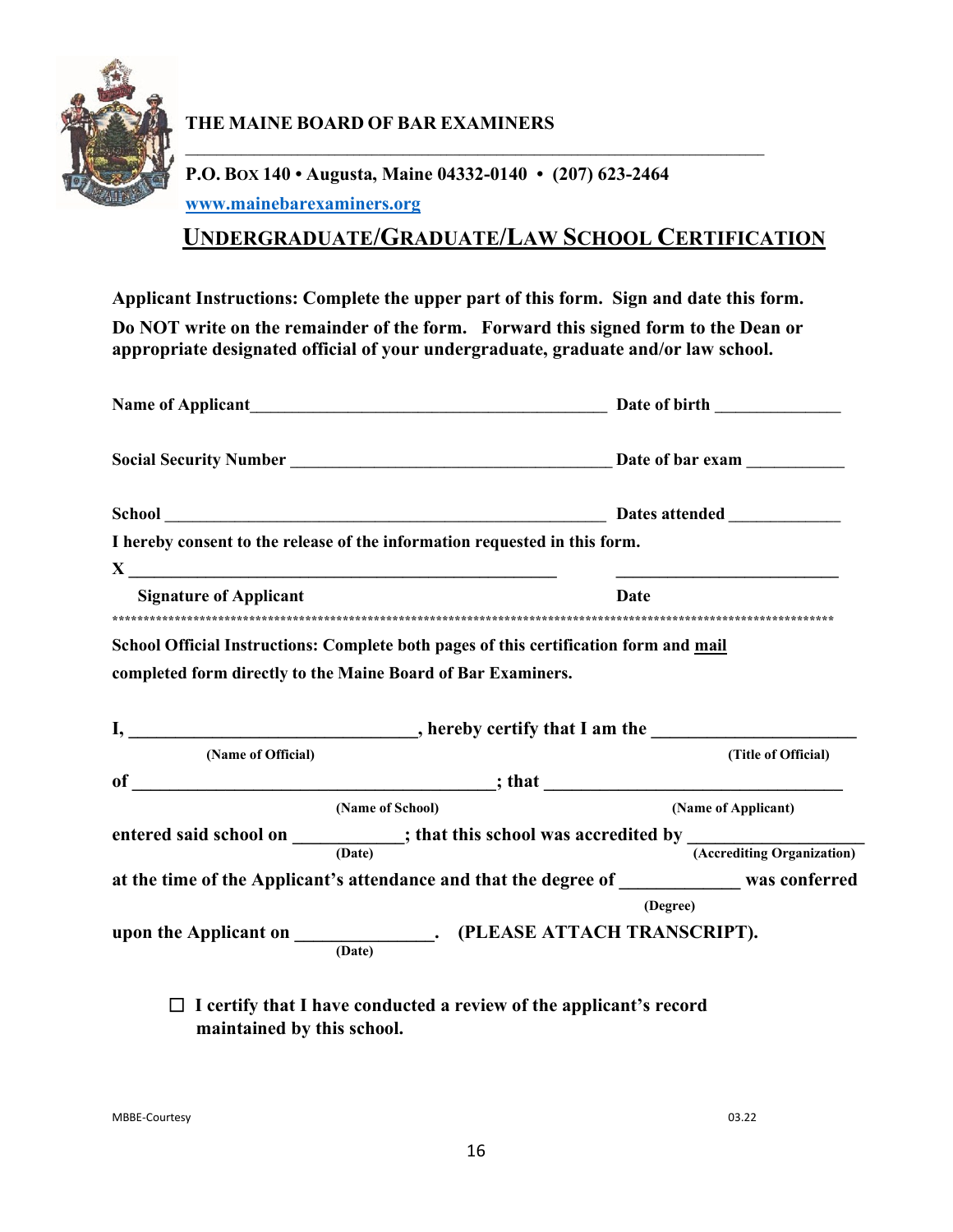**THE MAINE BOARD OF BAR EXAMINERS**

**P.O. BOX 140 • Augusta, Maine 04332-0140 • (207) 623-2464**

[www.mainebarexaminers.org](http://www.mainebarexaminers.org)

# UNDERGRADUATE/GRADUATE/LAW SCHOOL CERTIFICATION

**Applicant Instructions: Complete the upper part of this form. Sign and date this form.**

**Do NOT write on the remainder of the form. Forward this signed form to the Dean or appropriate designated official of your undergraduate, graduate and/or law school.**

**Name of Applicant**__________________________________________ **Date of birth** ______________

**Social Security Number** _____________________________________ **Date of bar exam** ___________

**School** ____________________________________________________ **Dates attended** _____________

**I hereby consent to the release of the information requested in this form.**

**X** _______________________________________________ __________________________

**Signature of Applicant** **Date**

************************************************************************************************************************

**School Official Instructions: Complete both pages of this certification form and mail completed form directly to the Maine Board of Bar Examiners.**

**I,** ______________________________**, hereby certify that I am the** ______________________
**(Name of Official)** **(Title of Official)**

**of** ______________________________________**; that** ___________________________________
**(Name of School)** **(Name of Applicant)**

**entered said school on** ___________**; that this school was accredited by** __________________
**(Date)** **(Accrediting Organization)**

**at the time of the Applicant's attendance and that the degree of** ____________ **was conferred**
**(Degree)**

**upon the Applicant on** ______________**. (PLEASE ATTACH TRANSCRIPT).**
**(Date)**

☐ **I certify that I have conducted a review of the applicant's record maintained by this school.**

MBBE-Courtesy 03.22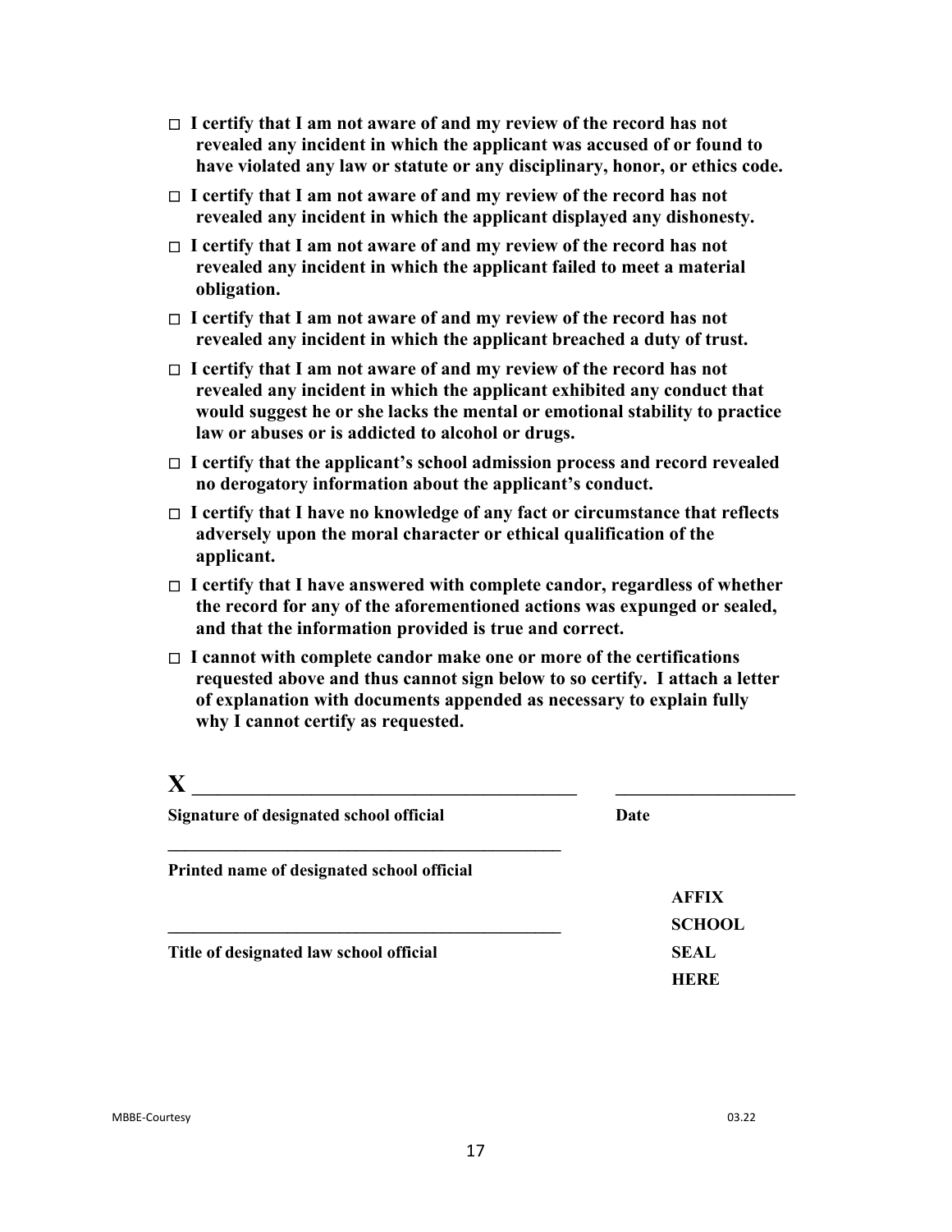- ☐ **I certify that I am not aware of and my review of the record has not revealed any incident in which the applicant was accused of or found to have violated any law or statute or any disciplinary, honor, or ethics code.**
- ☐ **I certify that I am not aware of and my review of the record has not revealed any incident in which the applicant displayed any dishonesty.**
- ☐ **I certify that I am not aware of and my review of the record has not revealed any incident in which the applicant failed to meet a material obligation.**
- ☐ **I certify that I am not aware of and my review of the record has not revealed any incident in which the applicant breached a duty of trust.**
- ☐ **I certify that I am not aware of and my review of the record has not revealed any incident in which the applicant exhibited any conduct that would suggest he or she lacks the mental or emotional stability to practice law or abuses or is addicted to alcohol or drugs.**
- ☐ **I certify that the applicant's school admission process and record revealed no derogatory information about the applicant's conduct.**
- ☐ **I certify that I have no knowledge of any fact or circumstance that reflects adversely upon the moral character or ethical qualification of the applicant.**
- ☐ **I certify that I have answered with complete candor, regardless of whether the record for any of the aforementioned actions was expunged or sealed, and that the information provided is true and correct.**
- ☐ **I cannot with complete candor make one or more of the certifications requested above and thus cannot sign below to so certify. I attach a letter of explanation with documents appended as necessary to explain fully why I cannot certify as requested.**

**X** ________________________________________ ____________________

**Signature of designated school official** **Date**

____________________________________________

**Printed name of designated school official**

____________________________________________ **AFFIX SCHOOL SEAL HERE**

**Title of designated law school official**

MBBE-Courtesy 03.22